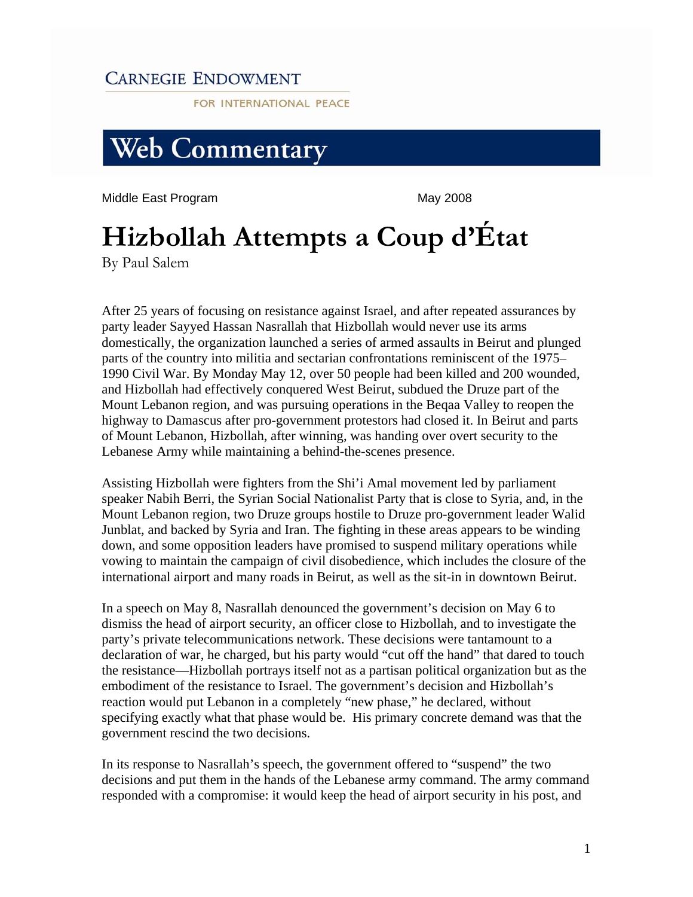CARNEGIE ENDOWMENT

FOR INTERNATIONAL PEACE

# Web Commentary

Middle East Program May 2008

# Hizbollah Attempts a Coup d'État

By Paul Salem

After 25 years of focusing on resistance against Israel, and after repeated assurances by party leader Sayyed Hassan Nasrallah that Hizbollah would never use its arms domestically, the organization launched a series of armed assaults in Beirut and plunged parts of the country into militia and sectarian confrontations reminiscent of the 1975–1990 Civil War. By Monday May 12, over 50 people had been killed and 200 wounded, and Hizbollah had effectively conquered West Beirut, subdued the Druze part of the Mount Lebanon region, and was pursuing operations in the Beqaa Valley to reopen the highway to Damascus after pro-government protestors had closed it. In Beirut and parts of Mount Lebanon, Hizbollah, after winning, was handing over overt security to the Lebanese Army while maintaining a behind-the-scenes presence.

Assisting Hizbollah were fighters from the Shi'i Amal movement led by parliament speaker Nabih Berri, the Syrian Social Nationalist Party that is close to Syria, and, in the Mount Lebanon region, two Druze groups hostile to Druze pro-government leader Walid Junblat, and backed by Syria and Iran. The fighting in these areas appears to be winding down, and some opposition leaders have promised to suspend military operations while vowing to maintain the campaign of civil disobedience, which includes the closure of the international airport and many roads in Beirut, as well as the sit-in in downtown Beirut.

In a speech on May 8, Nasrallah denounced the government's decision on May 6 to dismiss the head of airport security, an officer close to Hizbollah, and to investigate the party's private telecommunications network. These decisions were tantamount to a declaration of war, he charged, but his party would "cut off the hand" that dared to touch the resistance—Hizbollah portrays itself not as a partisan political organization but as the embodiment of the resistance to Israel. The government's decision and Hizbollah's reaction would put Lebanon in a completely "new phase," he declared, without specifying exactly what that phase would be. His primary concrete demand was that the government rescind the two decisions.

In its response to Nasrallah's speech, the government offered to "suspend" the two decisions and put them in the hands of the Lebanese army command. The army command responded with a compromise: it would keep the head of airport security in his post, and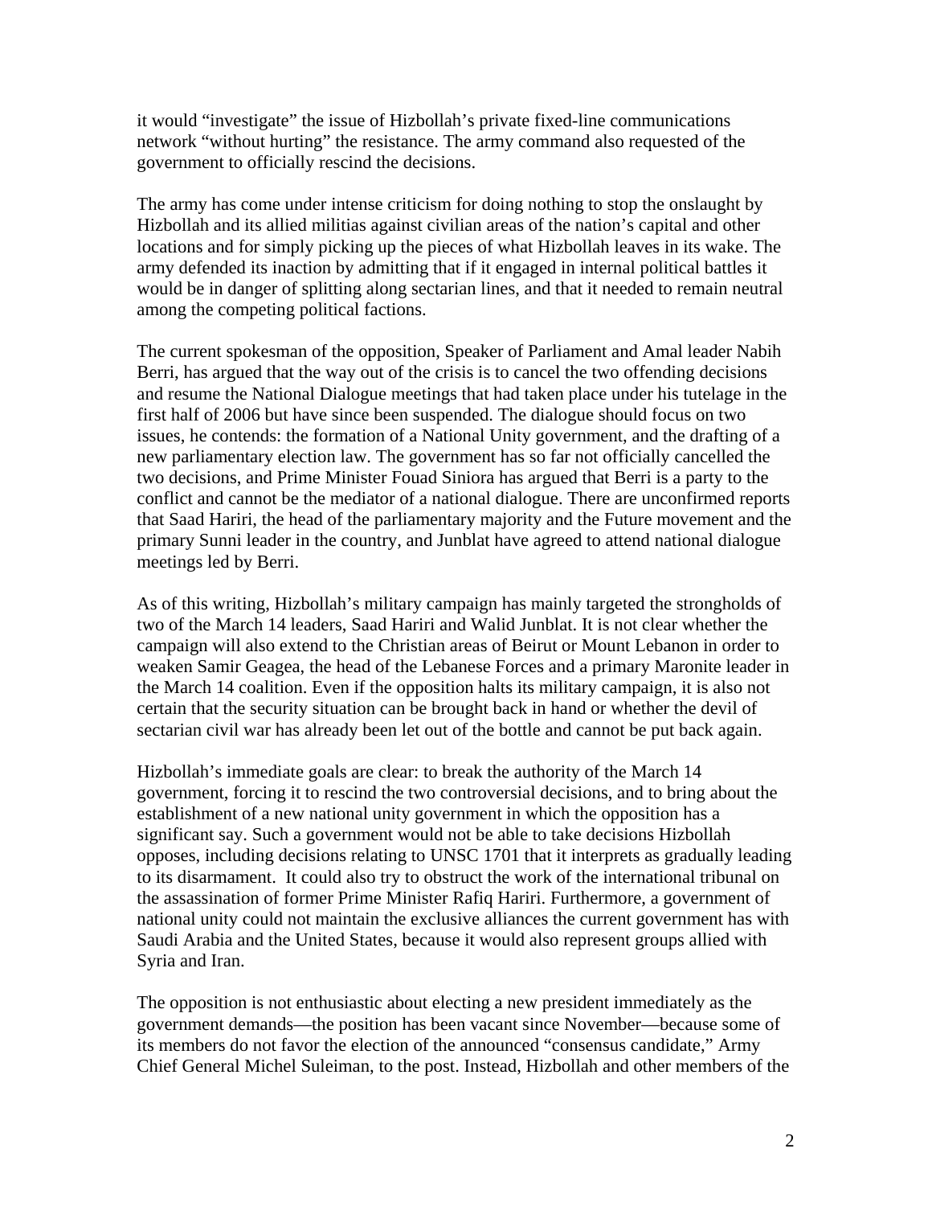it would “investigate” the issue of Hizbollah’s private fixed-line communications network “without hurting” the resistance. The army command also requested of the government to officially rescind the decisions.

The army has come under intense criticism for doing nothing to stop the onslaught by Hizbollah and its allied militias against civilian areas of the nation’s capital and other locations and for simply picking up the pieces of what Hizbollah leaves in its wake. The army defended its inaction by admitting that if it engaged in internal political battles it would be in danger of splitting along sectarian lines, and that it needed to remain neutral among the competing political factions.

The current spokesman of the opposition, Speaker of Parliament and Amal leader Nabih Berri, has argued that the way out of the crisis is to cancel the two offending decisions and resume the National Dialogue meetings that had taken place under his tutelage in the first half of 2006 but have since been suspended. The dialogue should focus on two issues, he contends: the formation of a National Unity government, and the drafting of a new parliamentary election law. The government has so far not officially cancelled the two decisions, and Prime Minister Fouad Siniora has argued that Berri is a party to the conflict and cannot be the mediator of a national dialogue. There are unconfirmed reports that Saad Hariri, the head of the parliamentary majority and the Future movement and the primary Sunni leader in the country, and Junblat have agreed to attend national dialogue meetings led by Berri.

As of this writing, Hizbollah’s military campaign has mainly targeted the strongholds of two of the March 14 leaders, Saad Hariri and Walid Junblat. It is not clear whether the campaign will also extend to the Christian areas of Beirut or Mount Lebanon in order to weaken Samir Geagea, the head of the Lebanese Forces and a primary Maronite leader in the March 14 coalition. Even if the opposition halts its military campaign, it is also not certain that the security situation can be brought back in hand or whether the devil of sectarian civil war has already been let out of the bottle and cannot be put back again.

Hizbollah’s immediate goals are clear: to break the authority of the March 14 government, forcing it to rescind the two controversial decisions, and to bring about the establishment of a new national unity government in which the opposition has a significant say. Such a government would not be able to take decisions Hizbollah opposes, including decisions relating to UNSC 1701 that it interprets as gradually leading to its disarmament. It could also try to obstruct the work of the international tribunal on the assassination of former Prime Minister Rafiq Hariri. Furthermore, a government of national unity could not maintain the exclusive alliances the current government has with Saudi Arabia and the United States, because it would also represent groups allied with Syria and Iran.

The opposition is not enthusiastic about electing a new president immediately as the government demands—the position has been vacant since November—because some of its members do not favor the election of the announced “consensus candidate,” Army Chief General Michel Suleiman, to the post. Instead, Hizbollah and other members of the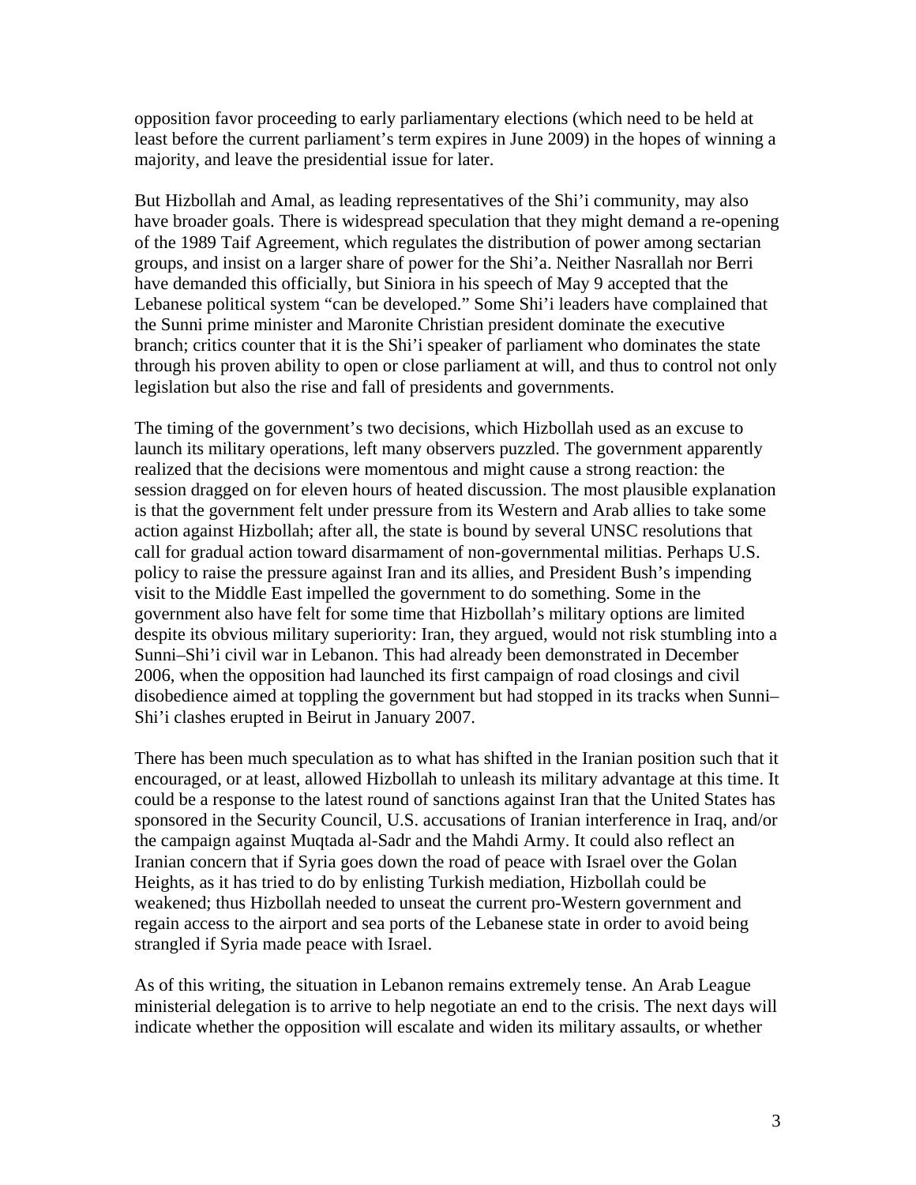opposition favor proceeding to early parliamentary elections (which need to be held at least before the current parliament's term expires in June 2009) in the hopes of winning a majority, and leave the presidential issue for later.

But Hizbollah and Amal, as leading representatives of the Shi'i community, may also have broader goals. There is widespread speculation that they might demand a re-opening of the 1989 Taif Agreement, which regulates the distribution of power among sectarian groups, and insist on a larger share of power for the Shi'a. Neither Nasrallah nor Berri have demanded this officially, but Siniora in his speech of May 9 accepted that the Lebanese political system "can be developed." Some Shi'i leaders have complained that the Sunni prime minister and Maronite Christian president dominate the executive branch; critics counter that it is the Shi'i speaker of parliament who dominates the state through his proven ability to open or close parliament at will, and thus to control not only legislation but also the rise and fall of presidents and governments.

The timing of the government's two decisions, which Hizbollah used as an excuse to launch its military operations, left many observers puzzled. The government apparently realized that the decisions were momentous and might cause a strong reaction: the session dragged on for eleven hours of heated discussion. The most plausible explanation is that the government felt under pressure from its Western and Arab allies to take some action against Hizbollah; after all, the state is bound by several UNSC resolutions that call for gradual action toward disarmament of non-governmental militias. Perhaps U.S. policy to raise the pressure against Iran and its allies, and President Bush's impending visit to the Middle East impelled the government to do something. Some in the government also have felt for some time that Hizbollah's military options are limited despite its obvious military superiority: Iran, they argued, would not risk stumbling into a Sunni–Shi'i civil war in Lebanon. This had already been demonstrated in December 2006, when the opposition had launched its first campaign of road closings and civil disobedience aimed at toppling the government but had stopped in its tracks when Sunni–Shi'i clashes erupted in Beirut in January 2007.

There has been much speculation as to what has shifted in the Iranian position such that it encouraged, or at least, allowed Hizbollah to unleash its military advantage at this time. It could be a response to the latest round of sanctions against Iran that the United States has sponsored in the Security Council, U.S. accusations of Iranian interference in Iraq, and/or the campaign against Muqtada al-Sadr and the Mahdi Army. It could also reflect an Iranian concern that if Syria goes down the road of peace with Israel over the Golan Heights, as it has tried to do by enlisting Turkish mediation, Hizbollah could be weakened; thus Hizbollah needed to unseat the current pro-Western government and regain access to the airport and sea ports of the Lebanese state in order to avoid being strangled if Syria made peace with Israel.

As of this writing, the situation in Lebanon remains extremely tense. An Arab League ministerial delegation is to arrive to help negotiate an end to the crisis. The next days will indicate whether the opposition will escalate and widen its military assaults, or whether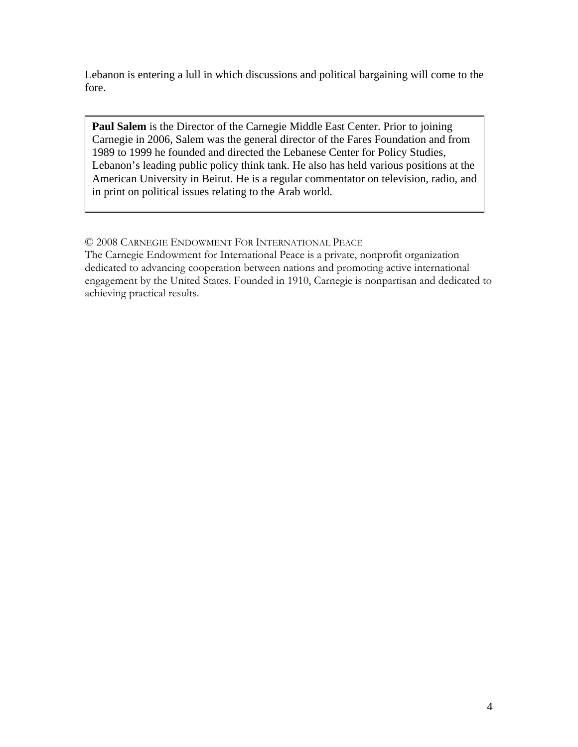Lebanon is entering a lull in which discussions and political bargaining will come to the fore.

**Paul Salem** is the Director of the Carnegie Middle East Center. Prior to joining Carnegie in 2006, Salem was the general director of the Fares Foundation and from 1989 to 1999 he founded and directed the Lebanese Center for Policy Studies, Lebanon's leading public policy think tank. He also has held various positions at the American University in Beirut. He is a regular commentator on television, radio, and in print on political issues relating to the Arab world.

© 2008 CARNEGIE ENDOWMENT FOR INTERNATIONAL PEACE

The Carnegie Endowment for International Peace is a private, nonprofit organization dedicated to advancing cooperation between nations and promoting active international engagement by the United States. Founded in 1910, Carnegie is nonpartisan and dedicated to achieving practical results.